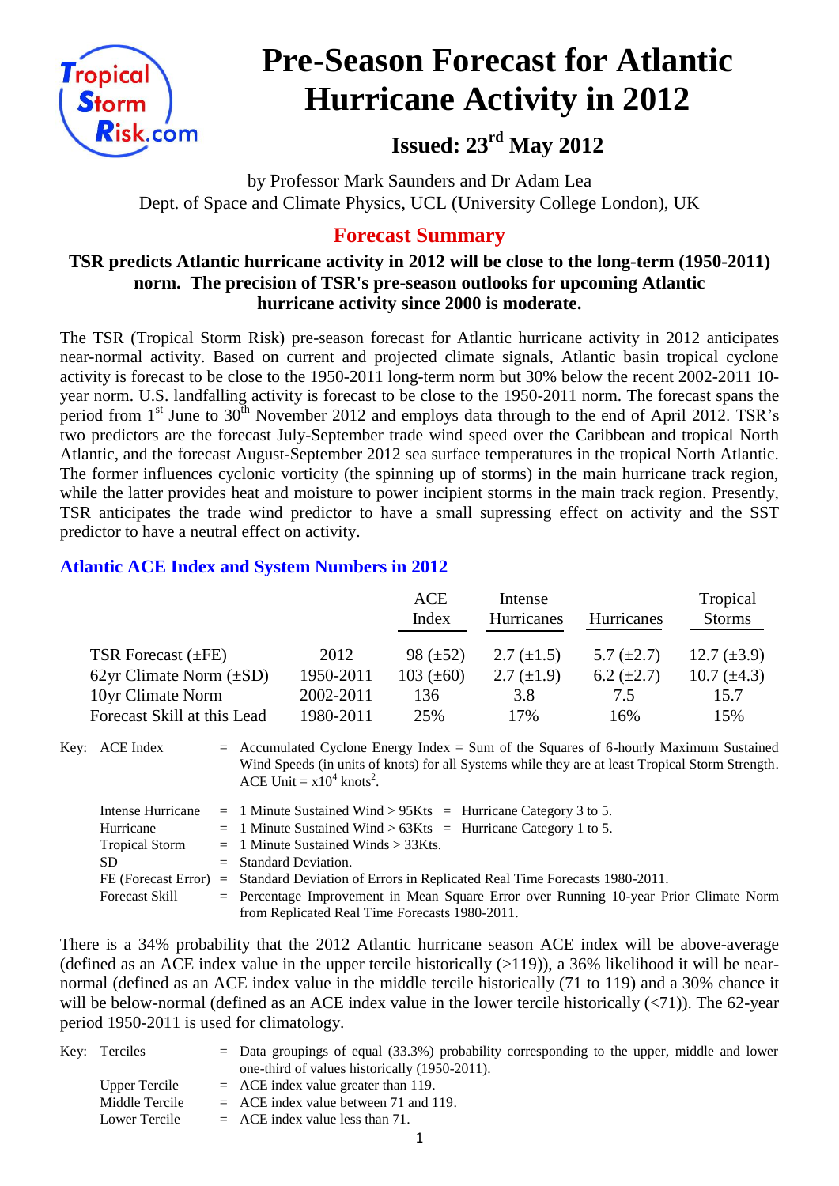# Pre-Season Forecast for Atlantic Hurricane Activity in 2012

## Issued: 23rd May 2012

by Professor Mark Saunders and Dr Adam Lea
Dept. of Space and Climate Physics, UCL (University College London), UK

## Forecast Summary

**TSR predicts Atlantic hurricane activity in 2012 will be close to the long-term (1950-2011) norm. The precision of TSR's pre-season outlooks for upcoming Atlantic hurricane activity since 2000 is moderate.**

The TSR (Tropical Storm Risk) pre-season forecast for Atlantic hurricane activity in 2012 anticipates near-normal activity. Based on current and projected climate signals, Atlantic basin tropical cyclone activity is forecast to be close to the 1950-2011 long-term norm but 30% below the recent 2002-2011 10-year norm. U.S. landfalling activity is forecast to be close to the 1950-2011 norm. The forecast spans the period from 1st June to 30th November 2012 and employs data through to the end of April 2012. TSR's two predictors are the forecast July-September trade wind speed over the Caribbean and tropical North Atlantic, and the forecast August-September 2012 sea surface temperatures in the tropical North Atlantic. The former influences cyclonic vorticity (the spinning up of storms) in the main hurricane track region, while the latter provides heat and moisture to power incipient storms in the main track region. Presently, TSR anticipates the trade wind predictor to have a small supressing effect on activity and the SST predictor to have a neutral effect on activity.

### Atlantic ACE Index and System Numbers in 2012

| | | ACE Index | Intense Hurricanes | Hurricanes | Tropical Storms |
|---|---|---|---|---|---|
| TSR Forecast (±FE) | 2012 | 98 (±52) | 2.7 (±1.5) | 5.7 (±2.7) | 12.7 (±3.9) |
| 62yr Climate Norm (±SD) | 1950-2011 | 103 (±60) | 2.7 (±1.9) | 6.2 (±2.7) | 10.7 (±4.3) |
| 10yr Climate Norm | 2002-2011 | 136 | 3.8 | 7.5 | 15.7 |
| Forecast Skill at this Lead | 1980-2011 | 25% | 17% | 16% | 15% |

Key: ACE Index = Accumulated Cyclone Energy Index = Sum of the Squares of 6-hourly Maximum Sustained Wind Speeds (in units of knots) for all Systems while they are at least Tropical Storm Strength. ACE Unit = $x10^4$ knots$^2$.

- Intense Hurricane = 1 Minute Sustained Wind > 95Kts = Hurricane Category 3 to 5.
- Hurricane = 1 Minute Sustained Wind > 63Kts = Hurricane Category 1 to 5.
- Tropical Storm = 1 Minute Sustained Winds > 33Kts.
- SD = Standard Deviation.
- FE (Forecast Error) = Standard Deviation of Errors in Replicated Real Time Forecasts 1980-2011.
- Forecast Skill = Percentage Improvement in Mean Square Error over Running 10-year Prior Climate Norm from Replicated Real Time Forecasts 1980-2011.

There is a 34% probability that the 2012 Atlantic hurricane season ACE index will be above-average (defined as an ACE index value in the upper tercile historically (>119)), a 36% likelihood it will be near-normal (defined as an ACE index value in the middle tercile historically (71 to 119) and a 30% chance it will be below-normal (defined as an ACE index value in the lower tercile historically (<71)). The 62-year period 1950-2011 is used for climatology.

Key: Terciles = Data groupings of equal (33.3%) probability corresponding to the upper, middle and lower one-third of values historically (1950-2011).

- Upper Tercile = ACE index value greater than 119.
- Middle Tercile = ACE index value between 71 and 119.
- Lower Tercile = ACE index value less than 71.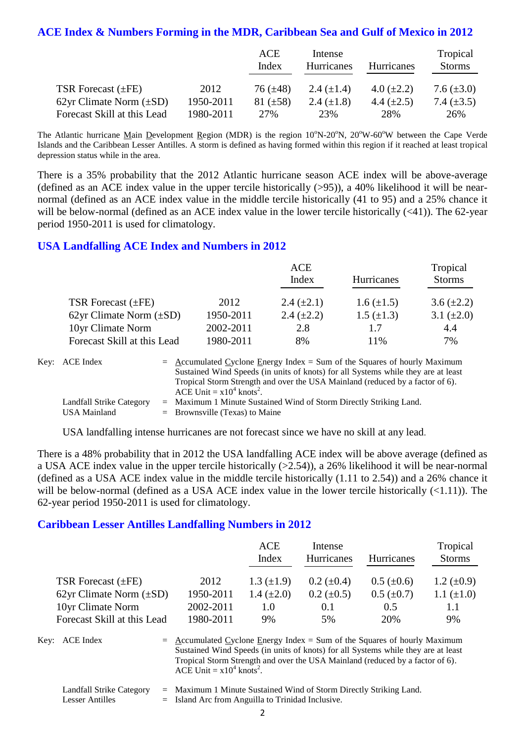## ACE Index & Numbers Forming in the MDR, Caribbean Sea and Gulf of Mexico in 2012

| | | ACE Index | Intense Hurricanes | Hurricanes | Tropical Storms |
|---|---|---|---|---|---|
| TSR Forecast (±FE) | 2012 | 76 (±48) | 2.4 (±1.4) | 4.0 (±2.2) | 7.6 (±3.0) |
| 62yr Climate Norm (±SD) | 1950-2011 | 81 (±58) | 2.4 (±1.8) | 4.4 (±2.5) | 7.4 (±3.5) |
| Forecast Skill at this Lead | 1980-2011 | 27% | 23% | 28% | 26% |

The Atlantic hurricane Main Development Region (MDR) is the region 10°N-20°N, 20°W-60°W between the Cape Verde Islands and the Caribbean Lesser Antilles. A storm is defined as having formed within this region if it reached at least tropical depression status while in the area.

There is a 35% probability that the 2012 Atlantic hurricane season ACE index will be above-average (defined as an ACE index value in the upper tercile historically (>95)), a 40% likelihood it will be near-normal (defined as an ACE index value in the middle tercile historically (41 to 95) and a 25% chance it will be below-normal (defined as an ACE index value in the lower tercile historically (<41)). The 62-year period 1950-2011 is used for climatology.

## USA Landfalling ACE Index and Numbers in 2012

| | | ACE Index | Hurricanes | Tropical Storms |
|---|---|---|---|---|
| TSR Forecast (±FE) | 2012 | 2.4 (±2.1) | 1.6 (±1.5) | 3.6 (±2.2) |
| 62yr Climate Norm (±SD) | 1950-2011 | 2.4 (±2.2) | 1.5 (±1.3) | 3.1 (±2.0) |
| 10yr Climate Norm | 2002-2011 | 2.8 | 1.7 | 4.4 |
| Forecast Skill at this Lead | 1980-2011 | 8% | 11% | 7% |

Key: ACE Index = Accumulated Cyclone Energy Index = Sum of the Squares of hourly Maximum Sustained Wind Speeds (in units of knots) for all Systems while they are at least Tropical Storm Strength and over the USA Mainland (reduced by a factor of 6). ACE Unit = $x10^4$ knots$^2$.

Landfall Strike Category = Maximum 1 Minute Sustained Wind of Storm Directly Striking Land.

USA Mainland = Brownsville (Texas) to Maine

USA landfalling intense hurricanes are not forecast since we have no skill at any lead.

There is a 48% probability that in 2012 the USA landfalling ACE index will be above average (defined as a USA ACE index value in the upper tercile historically (>2.54)), a 26% likelihood it will be near-normal (defined as a USA ACE index value in the middle tercile historically (1.11 to 2.54)) and a 26% chance it will be below-normal (defined as a USA ACE index value in the lower tercile historically (<1.11)). The 62-year period 1950-2011 is used for climatology.

## Caribbean Lesser Antilles Landfalling Numbers in 2012

| | | ACE Index | Intense Hurricanes | Hurricanes | Tropical Storms |
|---|---|---|---|---|---|
| TSR Forecast (±FE) | 2012 | 1.3 (±1.9) | 0.2 (±0.4) | 0.5 (±0.6) | 1.2 (±0.9) |
| 62yr Climate Norm (±SD) | 1950-2011 | 1.4 (±2.0) | 0.2 (±0.5) | 0.5 (±0.7) | 1.1 (±1.0) |
| 10yr Climate Norm | 2002-2011 | 1.0 | 0.1 | 0.5 | 1.1 |
| Forecast Skill at this Lead | 1980-2011 | 9% | 5% | 20% | 9% |

Key: ACE Index = Accumulated Cyclone Energy Index = Sum of the Squares of hourly Maximum Sustained Wind Speeds (in units of knots) for all Systems while they are at least Tropical Storm Strength and over the USA Mainland (reduced by a factor of 6). ACE Unit = $x10^4$ knots$^2$.

Landfall Strike Category = Maximum 1 Minute Sustained Wind of Storm Directly Striking Land.

Lesser Antilles = Island Arc from Anguilla to Trinidad Inclusive.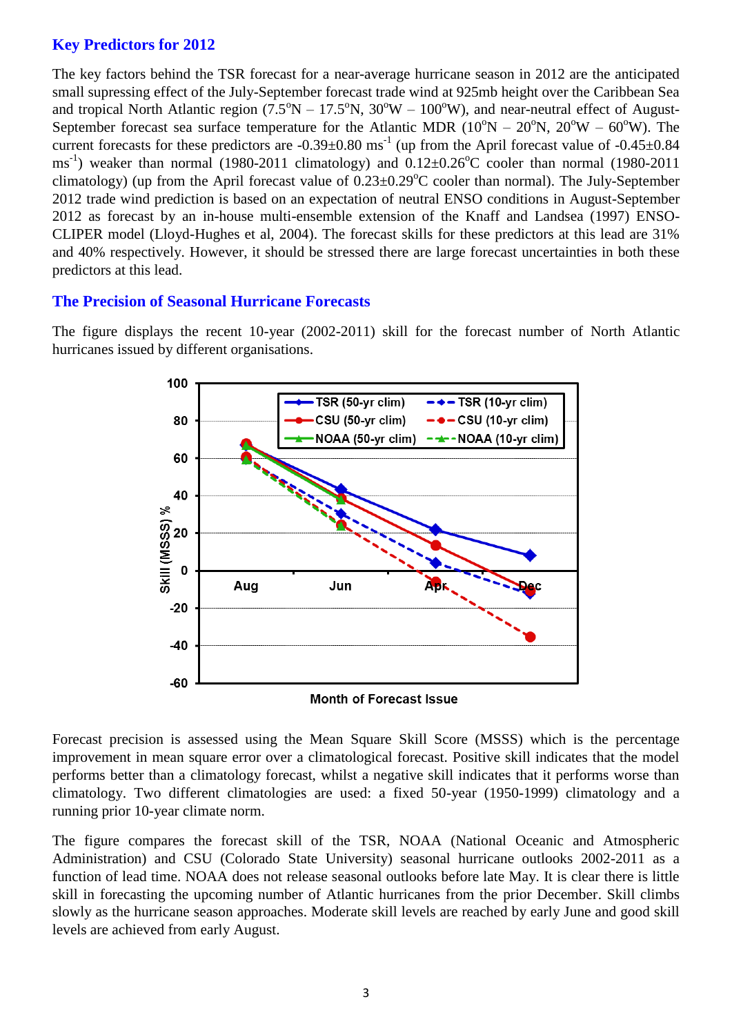## Key Predictors for 2012

The key factors behind the TSR forecast for a near-average hurricane season in 2012 are the anticipated small supressing effect of the July-September forecast trade wind at 925mb height over the Caribbean Sea and tropical North Atlantic region (7.5°N – 17.5°N, 30°W – 100°W), and near-neutral effect of August-September forecast sea surface temperature for the Atlantic MDR (10°N – 20°N, 20°W – 60°W). The current forecasts for these predictors are -0.39±0.80 ms$^{-1}$ (up from the April forecast value of -0.45±0.84 ms$^{-1}$) weaker than normal (1980-2011 climatology) and 0.12±0.26°C cooler than normal (1980-2011 climatology) (up from the April forecast value of 0.23±0.29°C cooler than normal). The July-September 2012 trade wind prediction is based on an expectation of neutral ENSO conditions in August-September 2012 as forecast by an in-house multi-ensemble extension of the Knaff and Landsea (1997) ENSO-CLIPER model (Lloyd-Hughes et al, 2004). The forecast skills for these predictors at this lead are 31% and 40% respectively. However, it should be stressed there are large forecast uncertainties in both these predictors at this lead.

## The Precision of Seasonal Hurricane Forecasts

The figure displays the recent 10-year (2002-2011) skill for the forecast number of North Atlantic hurricanes issued by different organisations.

TSR (50-yr clim)
TSR (10-yr clim)
CSU (50-yr clim)
CSU (10-yr clim)
NOAA (50-yr clim)
NOAA (10-yr clim)

Skill (MSSS) %
100
80
60
40
20
0
-20
-40
-60

Aug
Jun
Apr
Dec

Month of Forecast Issue

Forecast precision is assessed using the Mean Square Skill Score (MSSS) which is the percentage improvement in mean square error over a climatological forecast. Positive skill indicates that the model performs better than a climatology forecast, whilst a negative skill indicates that it performs worse than climatology. Two different climatologies are used: a fixed 50-year (1950-1999) climatology and a running prior 10-year climate norm.

The figure compares the forecast skill of the TSR, NOAA (National Oceanic and Atmospheric Administration) and CSU (Colorado State University) seasonal hurricane outlooks 2002-2011 as a function of lead time. NOAA does not release seasonal outlooks before late May. It is clear there is little skill in forecasting the upcoming number of Atlantic hurricanes from the prior December. Skill climbs slowly as the hurricane season approaches. Moderate skill levels are reached by early June and good skill levels are achieved from early August.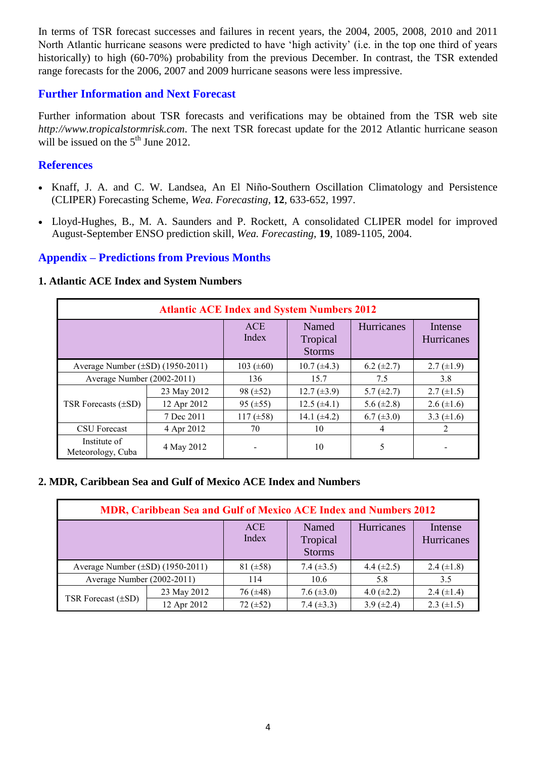In terms of TSR forecast successes and failures in recent years, the 2004, 2005, 2008, 2010 and 2011 North Atlantic hurricane seasons were predicted to have 'high activity' (i.e. in the top one third of years historically) to high (60-70%) probability from the previous December. In contrast, the TSR extended range forecasts for the 2006, 2007 and 2009 hurricane seasons were less impressive.

## Further Information and Next Forecast

Further information about TSR forecasts and verifications may be obtained from the TSR web site *http://www.tropicalstormrisk.com*. The next TSR forecast update for the 2012 Atlantic hurricane season will be issued on the 5$^{th}$ June 2012.

## References

- Knaff, J. A. and C. W. Landsea, An El Niño-Southern Oscillation Climatology and Persistence (CLIPER) Forecasting Scheme, *Wea. Forecasting*, **12**, 633-652, 1997.
- Lloyd-Hughes, B., M. A. Saunders and P. Rockett, A consolidated CLIPER model for improved August-September ENSO prediction skill, *Wea. Forecasting*, **19**, 1089-1105, 2004.

## Appendix – Predictions from Previous Months

### 1. Atlantic ACE Index and System Numbers

| Atlantic ACE Index and System Numbers 2012 | | | | | |
|---|---|---|---|---|---|
| | | ACE Index | Named Tropical Storms | Hurricanes | Intense Hurricanes |
| Average Number (±SD) (1950-2011) | | 103 (±60) | 10.7 (±4.3) | 6.2 (±2.7) | 2.7 (±1.9) |
| Average Number (2002-2011) | | 136 | 15.7 | 7.5 | 3.8 |
| TSR Forecasts (±SD) | 23 May 2012 | 98 (±52) | 12.7 (±3.9) | 5.7 (±2.7) | 2.7 (±1.5) |
| | 12 Apr 2012 | 95 (±55) | 12.5 (±4.1) | 5.6 (±2.8) | 2.6 (±1.6) |
| | 7 Dec 2011 | 117 (±58) | 14.1 (±4.2) | 6.7 (±3.0) | 3.3 (±1.6) |
| CSU Forecast | 4 Apr 2012 | 70 | 10 | 4 | 2 |
| Institute of Meteorology, Cuba | 4 May 2012 | - | 10 | 5 | - |

### 2. MDR, Caribbean Sea and Gulf of Mexico ACE Index and Numbers

| MDR, Caribbean Sea and Gulf of Mexico ACE Index and Numbers 2012 | | | | | |
|---|---|---|---|---|---|
| | | ACE Index | Named Tropical Storms | Hurricanes | Intense Hurricanes |
| Average Number (±SD) (1950-2011) | | 81 (±58) | 7.4 (±3.5) | 4.4 (±2.5) | 2.4 (±1.8) |
| Average Number (2002-2011) | | 114 | 10.6 | 5.8 | 3.5 |
| TSR Forecast (±SD) | 23 May 2012 | 76 (±48) | 7.6 (±3.0) | 4.0 (±2.2) | 2.4 (±1.4) |
| | 12 Apr 2012 | 72 (±52) | 7.4 (±3.3) | 3.9 (±2.4) | 2.3 (±1.5) |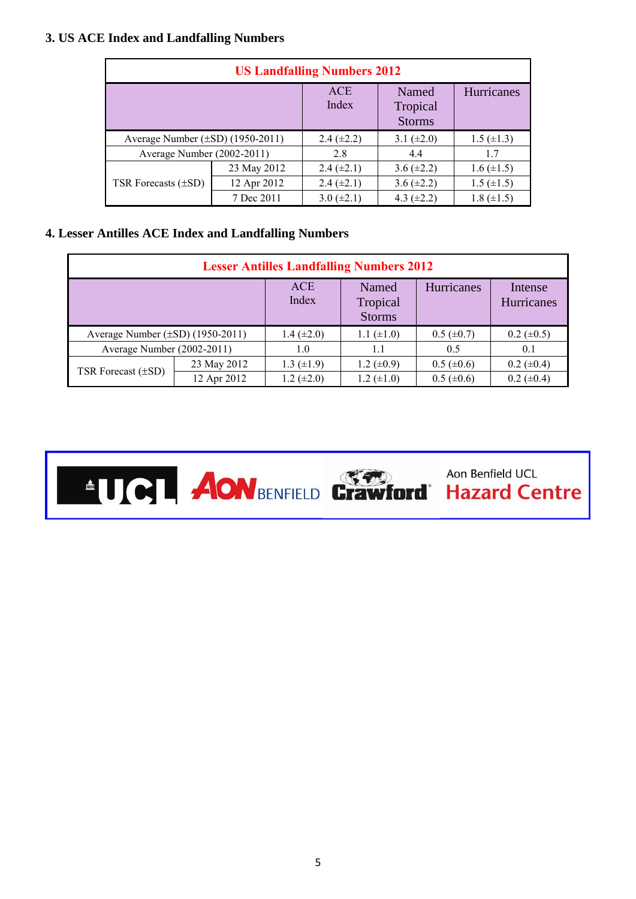### 3. US ACE Index and Landfalling Numbers

| US Landfalling Numbers 2012 | | ACE Index | Named Tropical Storms | Hurricanes |
|---|---|---|---|---|
| Average Number (±SD) (1950-2011) | | 2.4 (±2.2) | 3.1 (±2.0) | 1.5 (±1.3) |
| Average Number (2002-2011) | | 2.8 | 4.4 | 1.7 |
| TSR Forecasts (±SD) | 23 May 2012 | 2.4 (±2.1) | 3.6 (±2.2) | 1.6 (±1.5) |
| | 12 Apr 2012 | 2.4 (±2.1) | 3.6 (±2.2) | 1.5 (±1.5) |
| | 7 Dec 2011 | 3.0 (±2.1) | 4.3 (±2.2) | 1.8 (±1.5) |

### 4. Lesser Antilles ACE Index and Landfalling Numbers

| Lesser Antilles Landfalling Numbers 2012 | | ACE Index | Named Tropical Storms | Hurricanes | Intense Hurricanes |
|---|---|---|---|---|---|
| Average Number (±SD) (1950-2011) | | 1.4 (±2.0) | 1.1 (±1.0) | 0.5 (±0.7) | 0.2 (±0.5) |
| Average Number (2002-2011) | | 1.0 | 1.1 | 0.5 | 0.1 |
| TSR Forecast (±SD) | 23 May 2012 | 1.3 (±1.9) | 1.2 (±0.9) | 0.5 (±0.6) | 0.2 (±0.4) |
| | 12 Apr 2012 | 1.2 (±2.0) | 1.2 (±1.0) | 0.5 (±0.6) | 0.2 (±0.4) |

UCL AON BENFIELD Crawford

Aon Benfield UCL Hazard Centre